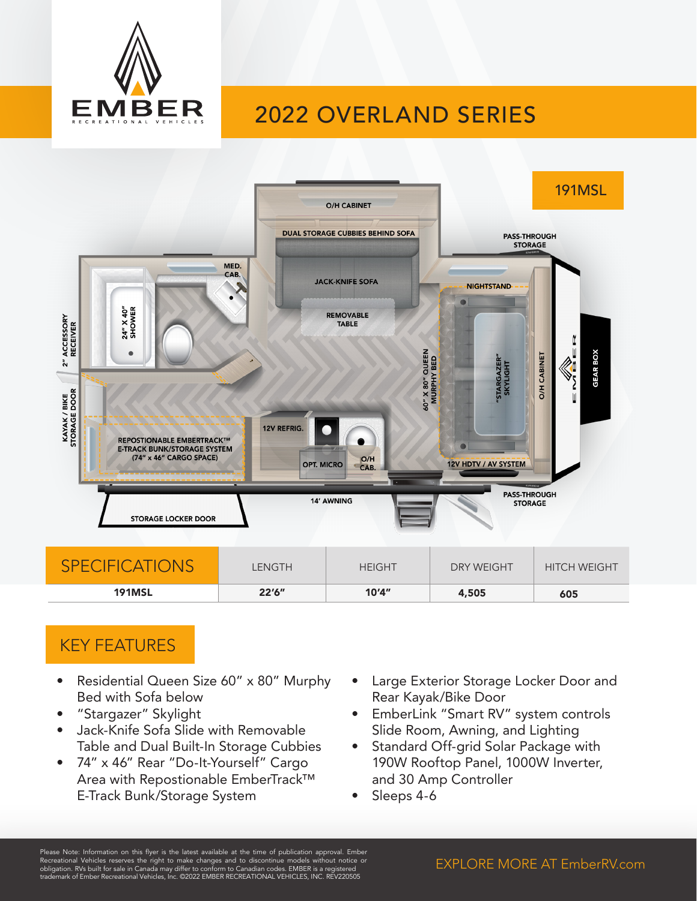# EMBER

RECREATIONAL VEHICLES

## 2022 OVERLAND SERIES

### 191MSL

O/H CABINET

DUAL STORAGE CUBBIES BEHIND SOFA

PASS-THROUGH STORAGE

MED. CAB.

JACK-KNIFE SOFA

NIGHTSTAND

REMOVABLE TABLE

24" X 40" SHOWER

2" ACCESSORY RECEIVER

60" X 80" QUEEN MURPHY BED

"STARGAZER" SKYLIGHT

O/H CABINET

GEAR BOX

KAYAK / BIKE STORAGE DOOR

12V REFRIG.

REPOSTIONABLE EMBERTRACK™ E-TRACK BUNK/STORAGE SYSTEM (74" x 46" CARGO SPACE)

OPT. MICRO

O/H CAB.

12V HDTV / AV SYSTEM

14' AWNING

PASS-THROUGH STORAGE

STORAGE LOCKER DOOR

| SPECIFICATIONS | LENGTH | HEIGHT | DRY WEIGHT | HITCH WEIGHT |
|---|---|---|---|---|
| **191MSL** | **22'6"** | **10'4"** | **4,505** | **605** |

## KEY FEATURES

- Residential Queen Size 60" x 80" Murphy Bed with Sofa below
- "Stargazer" Skylight
- Jack-Knife Sofa Slide with Removable Table and Dual Built-In Storage Cubbies
- 74" x 46" Rear "Do-It-Yourself" Cargo Area with Repostionable EmberTrack™ E-Track Bunk/Storage System
- Large Exterior Storage Locker Door and Rear Kayak/Bike Door
- EmberLink "Smart RV" system controls Slide Room, Awning, and Lighting
- Standard Off-grid Solar Package with 190W Rooftop Panel, 1000W Inverter, and 30 Amp Controller
- Sleeps 4-6

Please Note: Information on this flyer is the latest available at the time of publication approval. Ember Recreational Vehicles reserves the right to make changes and to discontinue models without notice or obligation. RVs built for sale in Canada may differ to conform to Canadian codes. EMBER is a registered trademark of Ember Recreational Vehicles, Inc. ©2022 EMBER RECREATIONAL VEHICLES, INC. REV220505

EXPLORE MORE AT EmberRV.com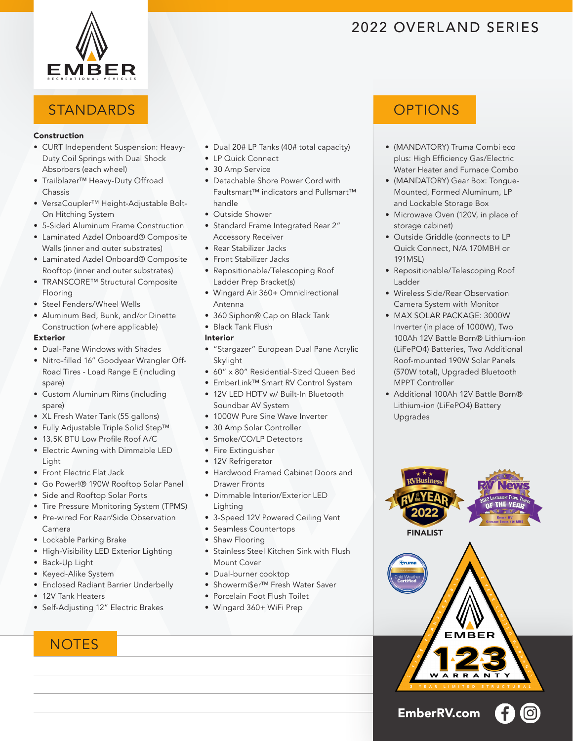# 2022 OVERLAND SERIES

## STANDARDS

### Construction

- CURT Independent Suspension: Heavy-Duty Coil Springs with Dual Shock Absorbers (each wheel)
- Trailblazer™ Heavy-Duty Offroad Chassis
- VersaCoupler™ Height-Adjustable Bolt-On Hitching System
- 5-Sided Aluminum Frame Construction
- Laminated Azdel Onboard® Composite Walls (inner and outer substrates)
- Laminated Azdel Onboard® Composite Rooftop (inner and outer substrates)
- TRANSCORE™ Structural Composite Flooring
- Steel Fenders/Wheel Wells
- Aluminum Bed, Bunk, and/or Dinette Construction (where applicable)

### Exterior

- Dual-Pane Windows with Shades
- Nitro-filled 16" Goodyear Wrangler Off-Road Tires - Load Range E (including spare)
- Custom Aluminum Rims (including spare)
- XL Fresh Water Tank (55 gallons)
- Fully Adjustable Triple Solid Step™
- 13.5K BTU Low Profile Roof A/C
- Electric Awning with Dimmable LED Light
- Front Electric Flat Jack
- Go Power!® 190W Rooftop Solar Panel
- Side and Rooftop Solar Ports
- Tire Pressure Monitoring System (TPMS)
- Pre-wired For Rear/Side Observation Camera
- Lockable Parking Brake
- High-Visibility LED Exterior Lighting
- Back-Up Light
- Keyed-Alike System
- Enclosed Radiant Barrier Underbelly
- 12V Tank Heaters
- Self-Adjusting 12" Electric Brakes
- Dual 20# LP Tanks (40# total capacity)
- LP Quick Connect
- 30 Amp Service
- Detachable Shore Power Cord with Faultsmart™ indicators and Pullsmart™ handle
- Outside Shower
- Standard Frame Integrated Rear 2" Accessory Receiver
- Rear Stabilizer Jacks
- Front Stabilizer Jacks
- Repositionable/Telescoping Roof Ladder Prep Bracket(s)
- Wingard Air 360+ Omnidirectional Antenna
- 360 Siphon® Cap on Black Tank
- Black Tank Flush

### Interior

- "Stargazer" European Dual Pane Acrylic Skylight
- 60" x 80" Residential-Sized Queen Bed
- EmberLink™ Smart RV Control System
- 12V LED HDTV w/ Built-In Bluetooth Soundbar AV System
- 1000W Pure Sine Wave Inverter
- 30 Amp Solar Controller
- Smoke/CO/LP Detectors
- Fire Extinguisher
- 12V Refrigerator
- Hardwood Framed Cabinet Doors and Drawer Fronts
- Dimmable Interior/Exterior LED Lighting
- 3-Speed 12V Powered Ceiling Vent
- Seamless Countertops
- Shaw Flooring
- Stainless Steel Kitchen Sink with Flush Mount Cover
- Dual-burner cooktop
- Showermi$er™ Fresh Water Saver
- Porcelain Foot Flush Toilet
- Wingard 360+ WiFi Prep

## OPTIONS

- (MANDATORY) Truma Combi eco plus: High Efficiency Gas/Electric Water Heater and Furnace Combo
- (MANDATORY) Gear Box: Tongue-Mounted, Formed Aluminum, LP and Lockable Storage Box
- Microwave Oven (120V, in place of storage cabinet)
- Outside Griddle (connects to LP Quick Connect, N/A 170MBH or 191MSL)
- Repositionable/Telescoping Roof Ladder
- Wireless Side/Rear Observation Camera System with Monitor
- MAX SOLAR PACKAGE: 3000W Inverter (in place of 1000W), Two 100Ah 12V Battle Born® Lithium-ion (LiFePO4) Batteries, Two Additional Roof-mounted 190W Solar Panels (570W total), Upgraded Bluetooth MPPT Controller
- Additional 100Ah 12V Battle Born® Lithium-ion (LiFePO4) Battery Upgrades

RVBusiness RV of the Year 2022 FINALIST

RV News 2022 Lightweight Travel Trailer of the Year — Ember RV Overland Series 191MDB

Truma Cold Weather Certified

Ember 1-2-3 Warranty — 1 Year Transferable, 2 Year Limited Warranty, 3 Year Limited Structural

## NOTES

EmberRV.com